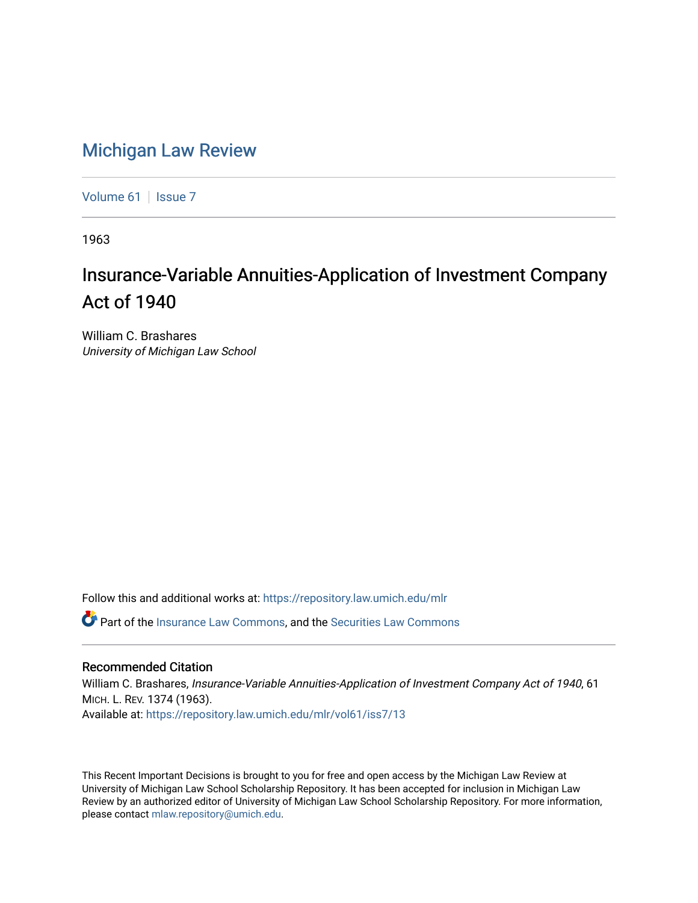# Michigan Law Review

Volume 61 | Issue 7

1963

## Insurance-Variable Annuities-Application of Investment Company Act of 1940

William C. Brashares
*University of Michigan Law School*

Follow this and additional works at: https://repository.law.umich.edu/mlr

Part of the Insurance Law Commons, and the Securities Law Commons

### Recommended Citation

William C. Brashares, *Insurance-Variable Annuities-Application of Investment Company Act of 1940*, 61 MICH. L. REV. 1374 (1963).
Available at: https://repository.law.umich.edu/mlr/vol61/iss7/13

This Recent Important Decisions is brought to you for free and open access by the Michigan Law Review at University of Michigan Law School Scholarship Repository. It has been accepted for inclusion in Michigan Law Review by an authorized editor of University of Michigan Law School Scholarship Repository. For more information, please contact mlaw.repository@umich.edu.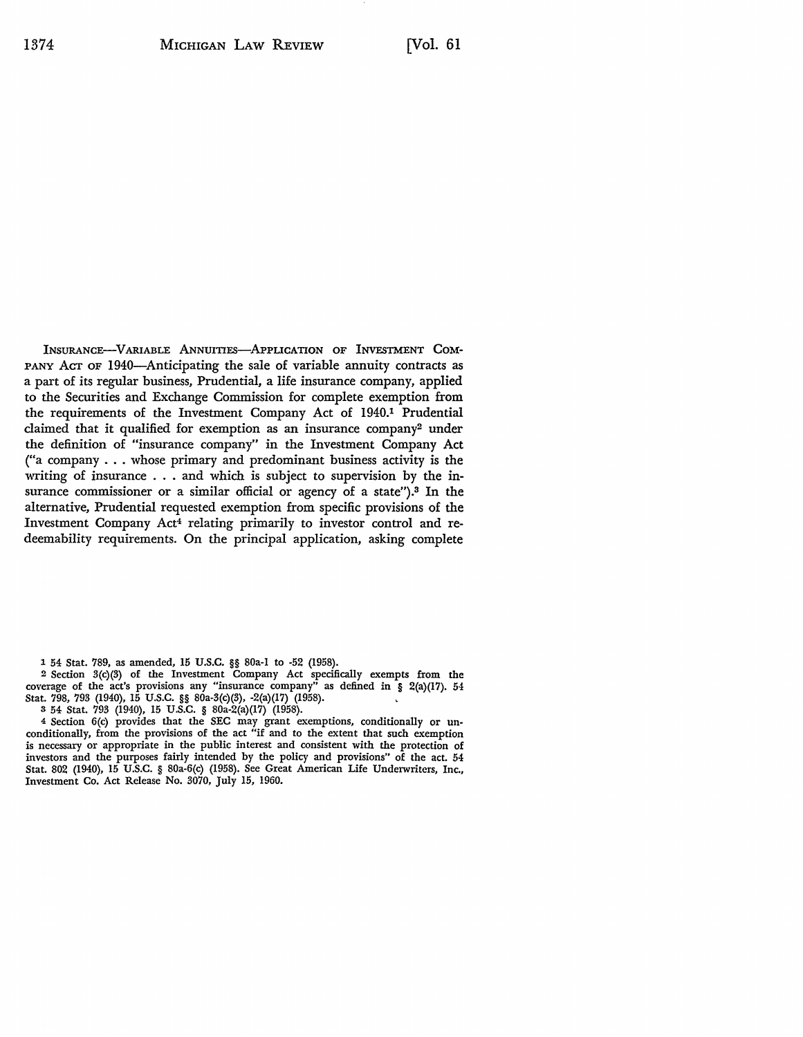INSURANCE—VARIABLE ANNUITIES—APPLICATION OF INVESTMENT COMPANY ACT OF 1940—Anticipating the sale of variable annuity contracts as a part of its regular business, Prudential, a life insurance company, applied to the Securities and Exchange Commission for complete exemption from the requirements of the Investment Company Act of 1940.[1] Prudential claimed that it qualified for exemption as an insurance company[2] under the definition of "insurance company" in the Investment Company Act ("a company . . . whose primary and predominant business activity is the writing of insurance . . . and which is subject to supervision by the insurance commissioner or a similar official or agency of a state").[3] In the alternative, Prudential requested exemption from specific provisions of the Investment Company Act[4] relating primarily to investor control and redeemability requirements. On the principal application, asking complete

---

[1] 54 Stat. 789, as amended, 15 U.S.C. §§ 80a-1 to -52 (1958).

[2] Section 3(c)(3) of the Investment Company Act specifically exempts from the coverage of the act's provisions any "insurance company" as defined in § 2(a)(17). 54 Stat. 798, 793 (1940), 15 U.S.C. §§ 80a-3(c)(3), -2(a)(17) (1958).

[3] 54 Stat. 793 (1940), 15 U.S.C. § 80a-2(a)(17) (1958).

[4] Section 6(c) provides that the SEC may grant exemptions, conditionally or unconditionally, from the provisions of the act "if and to the extent that such exemption is necessary or appropriate in the public interest and consistent with the protection of investors and the purposes fairly intended by the policy and provisions" of the act. 54 Stat. 802 (1940), 15 U.S.C. § 80a-6(c) (1958). See Great American Life Underwriters, Inc., Investment Co. Act Release No. 3070, July 15, 1960.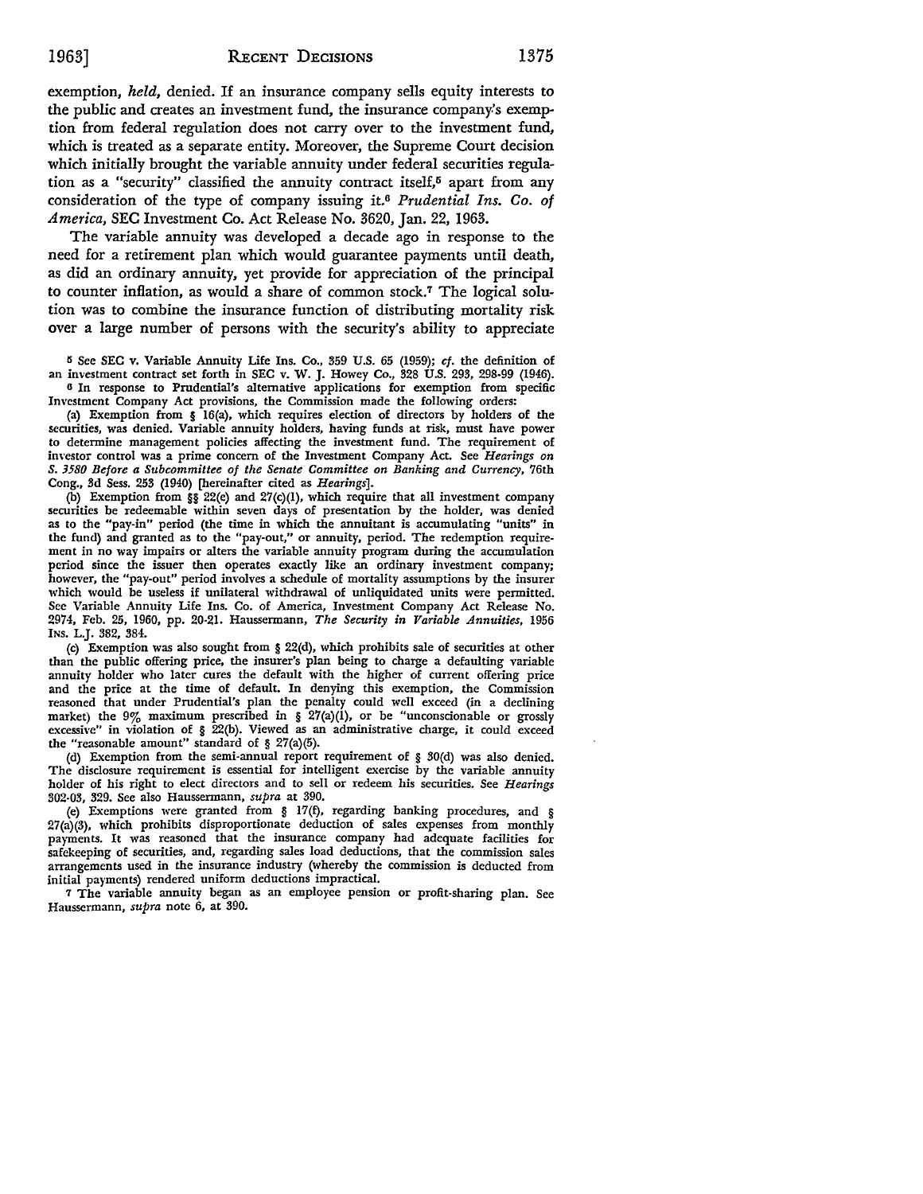exemption, *held*, denied. If an insurance company sells equity interests to the public and creates an investment fund, the insurance company's exemption from federal regulation does not carry over to the investment fund, which is treated as a separate entity. Moreover, the Supreme Court decision which initially brought the variable annuity under federal securities regulation as a "security" classified the annuity contract itself,[5] apart from any consideration of the type of company issuing it.[6] *Prudential Ins. Co. of America*, SEC Investment Co. Act Release No. 3620, Jan. 22, 1963.

The variable annuity was developed a decade ago in response to the need for a retirement plan which would guarantee payments until death, as did an ordinary annuity, yet provide for appreciation of the principal to counter inflation, as would a share of common stock.[7] The logical solution was to combine the insurance function of distributing mortality risk over a large number of persons with the security's ability to appreciate

---

[5] See SEC v. Variable Annuity Life Ins. Co., 359 U.S. 65 (1959); *cf.* the definition of an investment contract set forth in SEC v. W. J. Howey Co., 328 U.S. 293, 298-99 (1946).

[6] In response to Prudential's alternative applications for exemption from specific Investment Company Act provisions, the Commission made the following orders:

(a) Exemption from § 16(a), which requires election of directors by holders of the securities, was denied. Variable annuity holders, having funds at risk, must have power to determine management policies affecting the investment fund. The requirement of investor control was a prime concern of the Investment Company Act. See *Hearings on S. 3580 Before a Subcommittee of the Senate Committee on Banking and Currency*, 76th Cong., 3d Sess. 253 (1940) [hereinafter cited as *Hearings*].

(b) Exemption from §§ 22(e) and 27(c)(1), which require that all investment company securities be redeemable within seven days of presentation by the holder, was denied as to the "pay-in" period (the time in which the annuitant is accumulating "units" in the fund) and granted as to the "pay-out," or annuity, period. The redemption requirement in no way impairs or alters the variable annuity program during the accumulation period since the issuer then operates exactly like an ordinary investment company; however, the "pay-out" period involves a schedule of mortality assumptions by the insurer which would be useless if unilateral withdrawal of unliquidated units were permitted. See Variable Annuity Life Ins. Co. of America, Investment Company Act Release No. 2974, Feb. 25, 1960, pp. 20-21. Haussermann, *The Security in Variable Annuities*, 1956 Ins. L.J. 382, 384.

(c) Exemption was also sought from § 22(d), which prohibits sale of securities at other than the public offering price, the insurer's plan being to charge a defaulting variable annuity holder who later cures the default with the higher of current offering price and the price at the time of default. In denying this exemption, the Commission reasoned that under Prudential's plan the penalty could well exceed (in a declining market) the 9% maximum prescribed in § 27(a)(1), or be "unconscionable or grossly excessive" in violation of § 22(b). Viewed as an administrative charge, it could exceed the "reasonable amount" standard of § 27(a)(5).

(d) Exemption from the semi-annual report requirement of § 30(d) was also denied. The disclosure requirement is essential for intelligent exercise by the variable annuity holder of his right to elect directors and to sell or redeem his securities. See *Hearings* 302-03, 329. See also Haussermann, *supra* at 390.

(e) Exemptions were granted from § 17(f), regarding banking procedures, and § 27(a)(3), which prohibits disproportionate deduction of sales expenses from monthly payments. It was reasoned that the insurance company had adequate facilities for safekeeping of securities, and, regarding sales load deductions, that the commission sales arrangements used in the insurance industry (whereby the commission is deducted from initial payments) rendered uniform deductions impractical.

[7] The variable annuity began as an employee pension or profit-sharing plan. See Haussermann, *supra* note 6, at 390.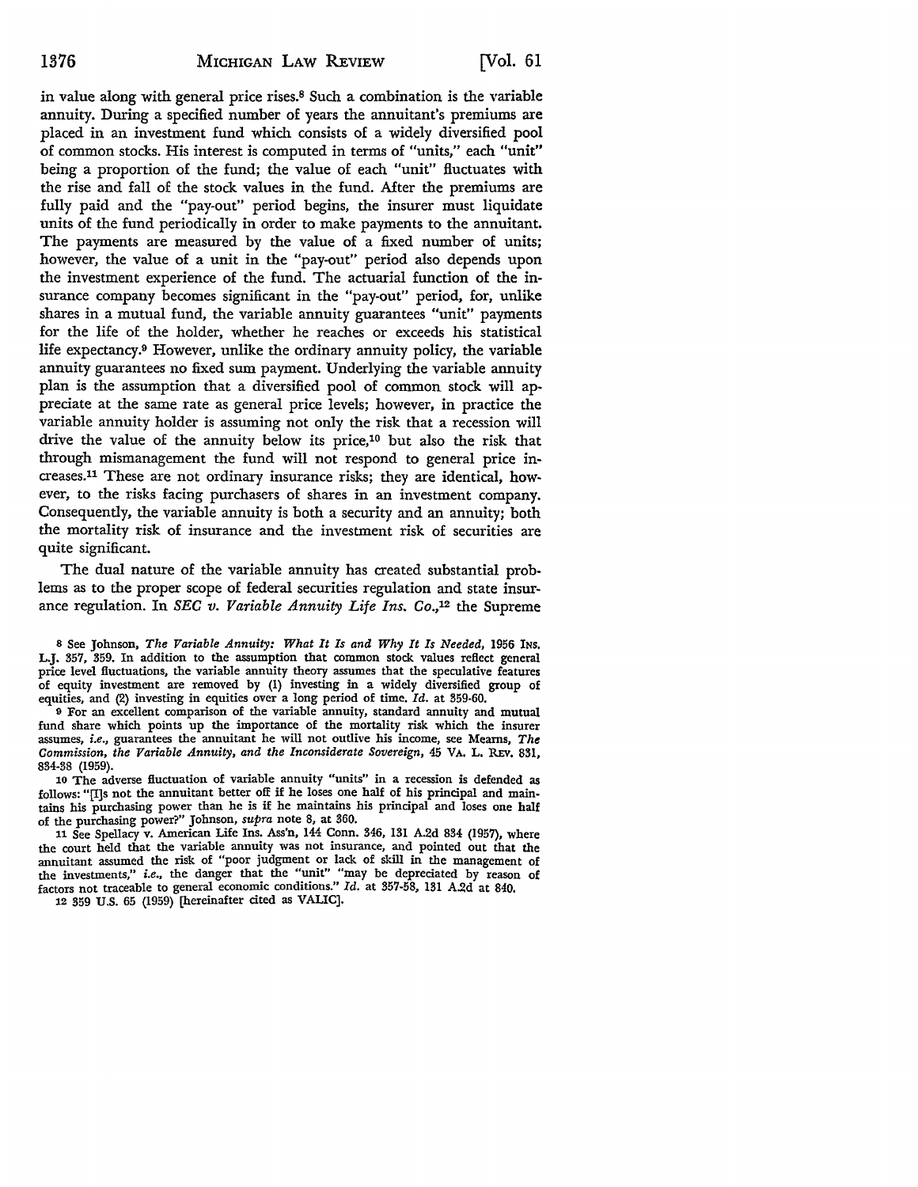in value along with general price rises.[8] Such a combination is the variable annuity. During a specified number of years the annuitant's premiums are placed in an investment fund which consists of a widely diversified pool of common stocks. His interest is computed in terms of "units," each "unit" being a proportion of the fund; the value of each "unit" fluctuates with the rise and fall of the stock values in the fund. After the premiums are fully paid and the "pay-out" period begins, the insurer must liquidate units of the fund periodically in order to make payments to the annuitant. The payments are measured by the value of a fixed number of units; however, the value of a unit in the "pay-out" period also depends upon the investment experience of the fund. The actuarial function of the insurance company becomes significant in the "pay-out" period, for, unlike shares in a mutual fund, the variable annuity guarantees "unit" payments for the life of the holder, whether he reaches or exceeds his statistical life expectancy.[9] However, unlike the ordinary annuity policy, the variable annuity guarantees no fixed sum payment. Underlying the variable annuity plan is the assumption that a diversified pool of common stock will appreciate at the same rate as general price levels; however, in practice the variable annuity holder is assuming not only the risk that a recession will drive the value of the annuity below its price,[10] but also the risk that through mismanagement the fund will not respond to general price increases.[11] These are not ordinary insurance risks; they are identical, however, to the risks facing purchasers of shares in an investment company. Consequently, the variable annuity is both a security and an annuity; both the mortality risk of insurance and the investment risk of securities are quite significant.

The dual nature of the variable annuity has created substantial problems as to the proper scope of federal securities regulation and state insurance regulation. In *SEC v. Variable Annuity Life Ins. Co.*,[12] the Supreme

---

8 See Johnson, *The Variable Annuity: What It Is and Why It Is Needed*, 1956 INS. L.J. 357, 359. In addition to the assumption that common stock values reflect general price level fluctuations, the variable annuity theory assumes that the speculative features of equity investment are removed by (1) investing in a widely diversified group of equities, and (2) investing in equities over a long period of time. *Id.* at 359-60.

9 For an excellent comparison of the variable annuity, standard annuity and mutual fund share which points up the importance of the mortality risk which the insurer assumes, *i.e.*, guarantees the annuitant he will not outlive his income, see Mearns, *The Commission, the Variable Annuity, and the Inconsiderate Sovereign*, 45 VA. L. REV. 831, 834-38 (1959).

10 The adverse fluctuation of variable annuity "units" in a recession is defended as follows: "[I]s not the annuitant better off if he loses one half of his principal and maintains his purchasing power than he is if he maintains his principal and loses one half of the purchasing power?" Johnson, *supra* note 8, at 360.

11 See Spellacy v. American Life Ins. Ass'n, 144 Conn. 346, 131 A.2d 834 (1957), where the court held that the variable annuity was not insurance, and pointed out that the annuitant assumed the risk of "poor judgment or lack of skill in the management of the investments," *i.e.*, the danger that the "unit" "may be depreciated by reason of factors not traceable to general economic conditions." *Id.* at 357-58, 131 A.2d at 840.

12 359 U.S. 65 (1959) [hereinafter cited as VALIC].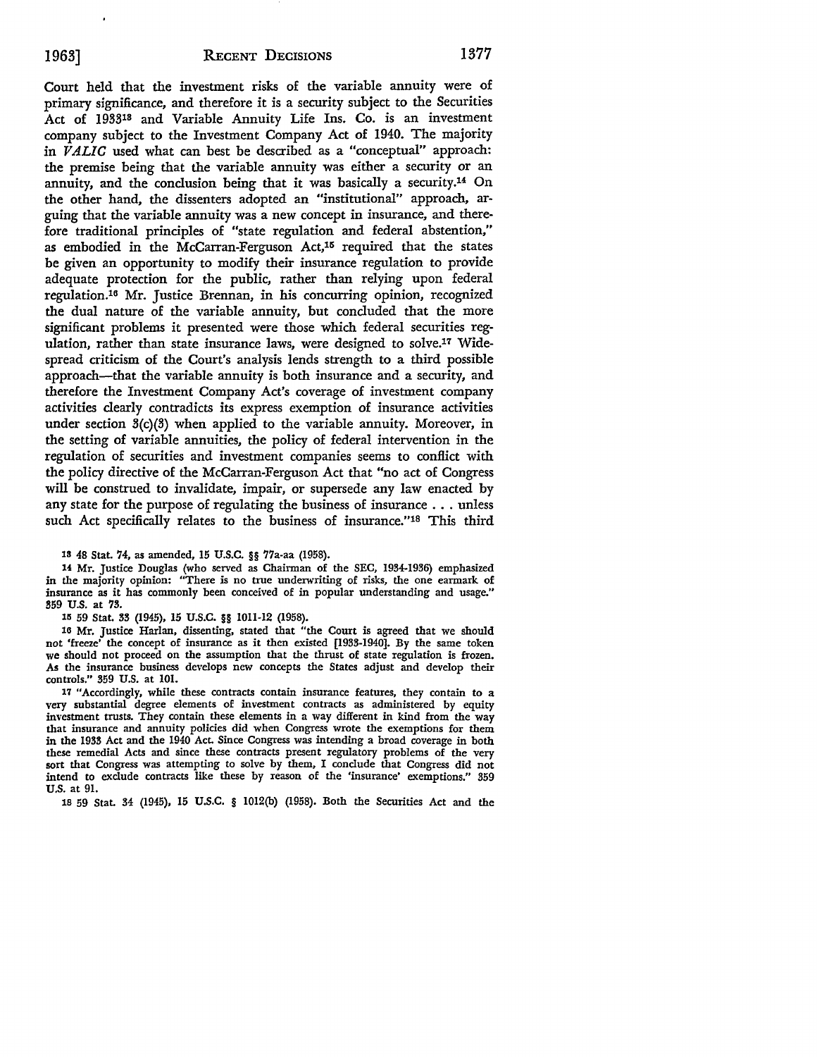Court held that the investment risks of the variable annuity were of primary significance, and therefore it is a security subject to the Securities Act of 1933[13] and Variable Annuity Life Ins. Co. is an investment company subject to the Investment Company Act of 1940. The majority in *VALIC* used what can best be described as a "conceptual" approach: the premise being that the variable annuity was either a security or an annuity, and the conclusion being that it was basically a security.[14] On the other hand, the dissenters adopted an "institutional" approach, arguing that the variable annuity was a new concept in insurance, and therefore traditional principles of "state regulation and federal abstention," as embodied in the McCarran-Ferguson Act,[15] required that the states be given an opportunity to modify their insurance regulation to provide adequate protection for the public, rather than relying upon federal regulation.[16] Mr. Justice Brennan, in his concurring opinion, recognized the dual nature of the variable annuity, but concluded that the more significant problems it presented were those which federal securities regulation, rather than state insurance laws, were designed to solve.[17] Widespread criticism of the Court's analysis lends strength to a third possible approach—that the variable annuity is both insurance and a security, and therefore the Investment Company Act's coverage of investment company activities clearly contradicts its express exemption of insurance activities under section 3(c)(3) when applied to the variable annuity. Moreover, in the setting of variable annuities, the policy of federal intervention in the regulation of securities and investment companies seems to conflict with the policy directive of the McCarran-Ferguson Act that "no act of Congress will be construed to invalidate, impair, or supersede any law enacted by any state for the purpose of regulating the business of insurance . . . unless such Act specifically relates to the business of insurance."[18] This third

[13] 48 Stat. 74, as amended, 15 U.S.C. §§ 77a-aa (1958).

[14] Mr. Justice Douglas (who served as Chairman of the SEC, 1934-1936) emphasized in the majority opinion: "There is no true underwriting of risks, the one earmark of insurance as it has commonly been conceived of in popular understanding and usage." 359 U.S. at 73.

[15] 59 Stat. 33 (1945), 15 U.S.C. §§ 1011-12 (1958).

[16] Mr. Justice Harlan, dissenting, stated that "the Court is agreed that we should not 'freeze' the concept of insurance as it then existed [1933-1940]. By the same token we should not proceed on the assumption that the thrust of state regulation is frozen. As the insurance business develops new concepts the States adjust and develop their controls." 359 U.S. at 101.

[17] "Accordingly, while these contracts contain insurance features, they contain to a very substantial degree elements of investment contracts as administered by equity investment trusts. They contain these elements in a way different in kind from the way that insurance and annuity policies did when Congress wrote the exemptions for them in the 1933 Act and the 1940 Act. Since Congress was intending a broad coverage in both these remedial Acts and since these contracts present regulatory problems of the very sort that Congress was attempting to solve by them, I conclude that Congress did not intend to exclude contracts like these by reason of the 'insurance' exemptions." 359 U.S. at 91.

[18] 59 Stat. 34 (1945), 15 U.S.C. § 1012(b) (1958). Both the Securities Act and the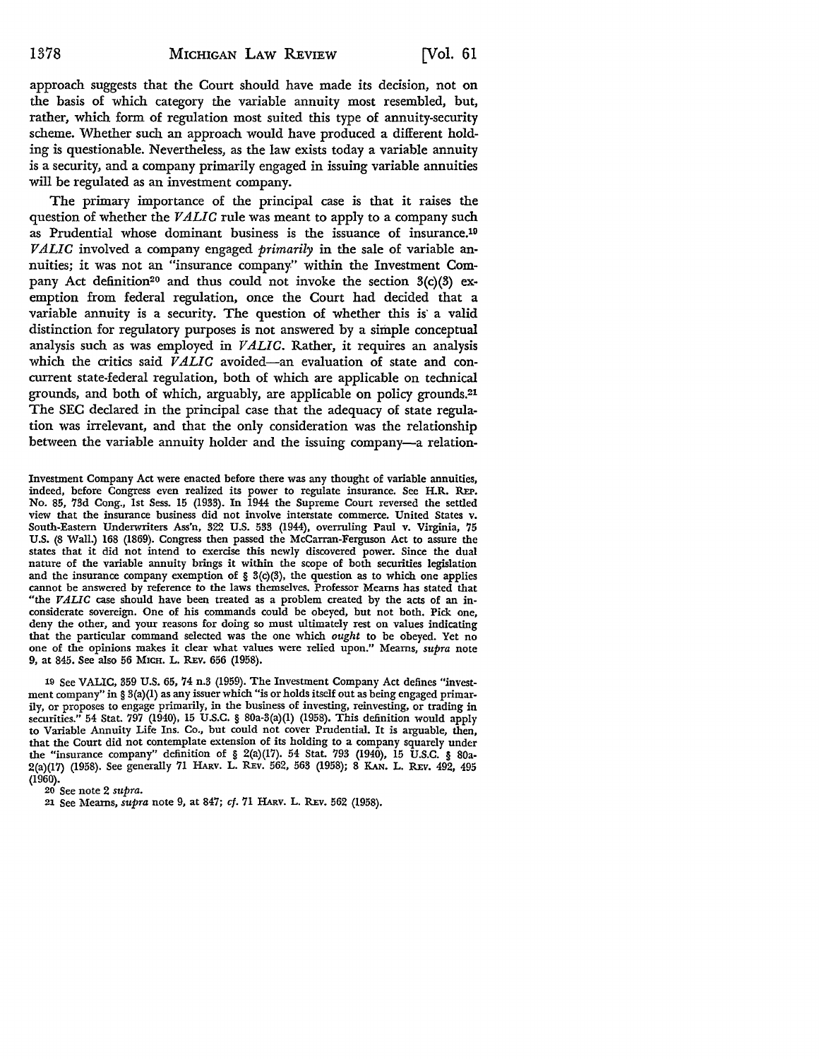approach suggests that the Court should have made its decision, not on the basis of which category the variable annuity most resembled, but, rather, which form of regulation most suited this type of annuity-security scheme. Whether such an approach would have produced a different holding is questionable. Nevertheless, as the law exists today a variable annuity is a security, and a company primarily engaged in issuing variable annuities will be regulated as an investment company.

The primary importance of the principal case is that it raises the question of whether the *VALIC* rule was meant to apply to a company such as Prudential whose dominant business is the issuance of insurance.[19] *VALIC* involved a company engaged *primarily* in the sale of variable annuities; it was not an "insurance company" within the Investment Company Act definition[20] and thus could not invoke the section 3(c)(3) exemption from federal regulation, once the Court had decided that a variable annuity is a security. The question of whether this is a valid distinction for regulatory purposes is not answered by a simple conceptual analysis such as was employed in *VALIC*. Rather, it requires an analysis which the critics said *VALIC* avoided—an evaluation of state and concurrent state-federal regulation, both of which are applicable on technical grounds, and both of which, arguably, are applicable on policy grounds.[21] The SEC declared in the principal case that the adequacy of state regulation was irrelevant, and that the only consideration was the relationship between the variable annuity holder and the issuing company—a relation-

---

Investment Company Act were enacted before there was any thought of variable annuities, indeed, before Congress even realized its power to regulate insurance. See H.R. REP. No. 85, 73d Cong., 1st Sess. 15 (1933). In 1944 the Supreme Court reversed the settled view that the insurance business did not involve interstate commerce. United States v. South-Eastern Underwriters Ass'n, 322 U.S. 533 (1944), overruling Paul v. Virginia, 75 U.S. (8 Wall.) 168 (1869). Congress then passed the McCarran-Ferguson Act to assure the states that it did not intend to exercise this newly discovered power. Since the dual nature of the variable annuity brings it within the scope of both securities legislation and the insurance company exemption of § 3(c)(3), the question as to which one applies cannot be answered by reference to the laws themselves. Professor Mearns has stated that "the *VALIC* case should have been treated as a problem created by the acts of an inconsiderate sovereign. One of his commands could be obeyed, but not both. Pick one, deny the other, and your reasons for doing so must ultimately rest on values indicating that the particular command selected was the one which *ought* to be obeyed. Yet no one of the opinions makes it clear what values were relied upon." Mearns, *supra* note 9, at 845. See also 56 MICH. L. REV. 656 (1958).

19 See VALIC, 359 U.S. 65, 74 n.3 (1959). The Investment Company Act defines "investment company" in § 3(a)(1) as any issuer which "is or holds itself out as being engaged primarily, or proposes to engage primarily, in the business of investing, reinvesting, or trading in securities." 54 Stat. 797 (1940), 15 U.S.C. § 80a-3(a)(1) (1958). This definition would apply to Variable Annuity Life Ins. Co., but could not cover Prudential. It is arguable, then, that the Court did not contemplate extension of its holding to a company squarely under the "insurance company" definition of § 2(a)(17). 54 Stat. 793 (1940), 15 U.S.C. § 80a-2(a)(17) (1958). See generally 71 HARV. L. REV. 562, 563 (1958); 8 KAN. L. REV. 492, 495 (1960).

20 See note 2 *supra*.

21 See Mearns, *supra* note 9, at 847; *cf.* 71 HARV. L. REV. 562 (1958).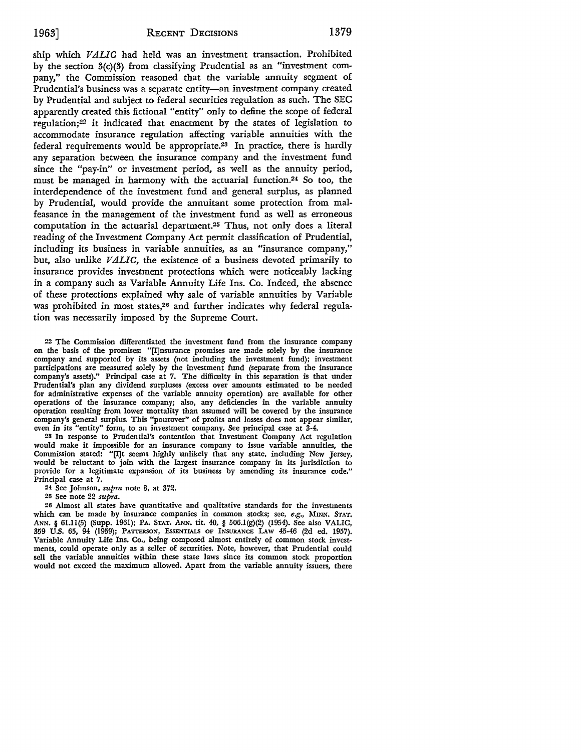ship which *VALIC* had held was an investment transaction. Prohibited by the section 3(c)(3) from classifying Prudential as an "investment company," the Commission reasoned that the variable annuity segment of Prudential's business was a separate entity—an investment company created by Prudential and subject to federal securities regulation as such. The SEC apparently created this fictional "entity" only to define the scope of federal regulation;[22] it indicated that enactment by the states of legislation to accommodate insurance regulation affecting variable annuities with the federal requirements would be appropriate.[23] In practice, there is hardly any separation between the insurance company and the investment fund since the "pay-in" or investment period, as well as the annuity period, must be managed in harmony with the actuarial function.[24] So too, the interdependence of the investment fund and general surplus, as planned by Prudential, would provide the annuitant some protection from malfeasance in the management of the investment fund as well as erroneous computation in the actuarial department.[25] Thus, not only does a literal reading of the Investment Company Act permit classification of Prudential, including its business in variable annuities, as an "insurance company," but, also unlike *VALIC*, the existence of a business devoted primarily to insurance provides investment protections which were noticeably lacking in a company such as Variable Annuity Life Ins. Co. Indeed, the absence of these protections explained why sale of variable annuities by Variable was prohibited in most states,[26] and further indicates why federal regulation was necessarily imposed by the Supreme Court.

[22] The Commission differentiated the investment fund from the insurance company on the basis of the promises: "[I]nsurance promises are made solely by the insurance company and supported by its assets (not including the investment fund); investment participations are measured solely by the investment fund (separate from the insurance company's assets)." Principal case at 7. The difficulty in this separation is that under Prudential's plan any dividend surpluses (excess over amounts estimated to be needed for administrative expenses of the variable annuity operation) are available for other operations of the insurance company; also, any deficiencies in the variable annuity operation resulting from lower mortality than assumed will be covered by the insurance company's general surplus. This "pourover" of profits and losses does not appear similar, even in its "entity" form, to an investment company. See principal case at 3-4.

[23] In response to Prudential's contention that Investment Company Act regulation would make it impossible for an insurance company to issue variable annuities, the Commission stated: "[I]t seems highly unlikely that any state, including New Jersey, would be reluctant to join with the largest insurance company in its jurisdiction to provide for a legitimate expansion of its business by amending its insurance code." Principal case at 7.

[24] See Johnson, *supra* note 8, at 372.

[25] See note 22 *supra*.

[26] Almost all states have quantitative and qualitative standards for the investments which can be made by insurance companies in common stocks; see, *e.g.*, MINN. STAT. ANN. § 61.11(5) (Supp. 1961); PA. STAT. ANN. tit. 40, § 506.1(g)(2) (1954). See also VALIC, 359 U.S. 65, 94 (1959); PATTERSON, ESSENTIALS OF INSURANCE LAW 45-46 (2d ed. 1957). Variable Annuity Life Ins. Co., being composed almost entirely of common stock investments, could operate only as a seller of securities. Note, however, that Prudential could sell the variable annuities within these state laws since its common stock proportion would not exceed the maximum allowed. Apart from the variable annuity issuers, there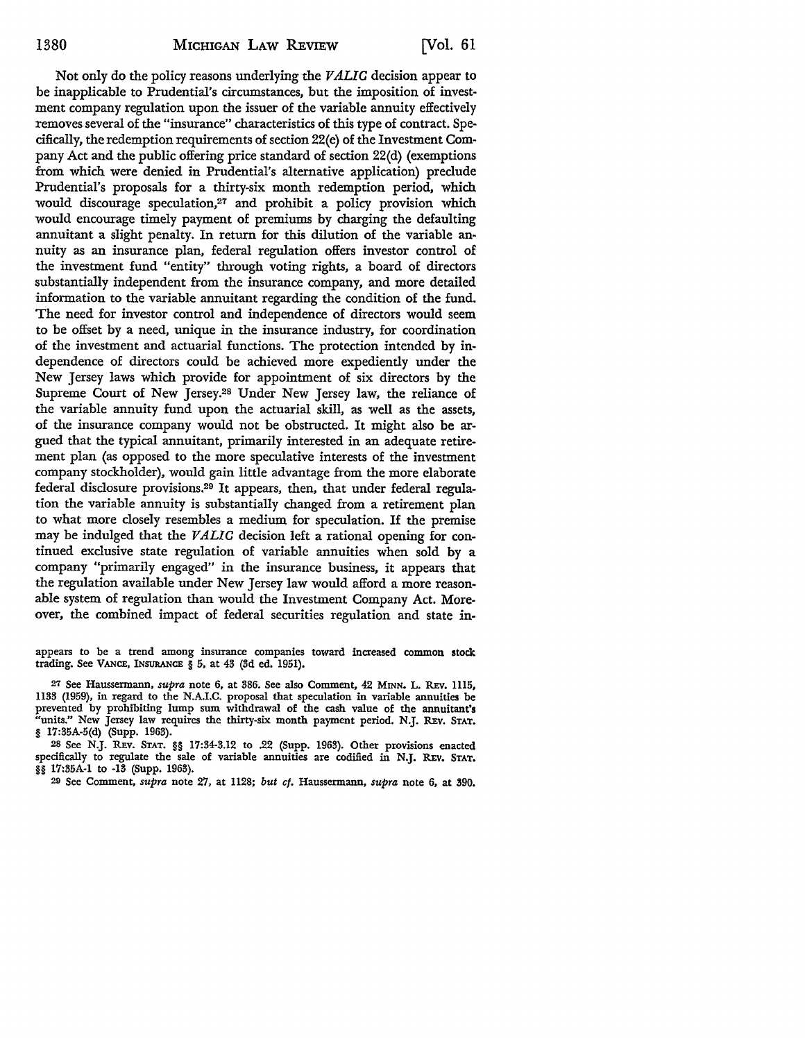Not only do the policy reasons underlying the *VALIC* decision appear to be inapplicable to Prudential's circumstances, but the imposition of investment company regulation upon the issuer of the variable annuity effectively removes several of the "insurance" characteristics of this type of contract. Specifically, the redemption requirements of section 22(e) of the Investment Company Act and the public offering price standard of section 22(d) (exemptions from which were denied in Prudential's alternative application) preclude Prudential's proposals for a thirty-six month redemption period, which would discourage speculation,[27] and prohibit a policy provision which would encourage timely payment of premiums by charging the defaulting annuitant a slight penalty. In return for this dilution of the variable annuity as an insurance plan, federal regulation offers investor control of the investment fund "entity" through voting rights, a board of directors substantially independent from the insurance company, and more detailed information to the variable annuitant regarding the condition of the fund. The need for investor control and independence of directors would seem to be offset by a need, unique in the insurance industry, for coordination of the investment and actuarial functions. The protection intended by independence of directors could be achieved more expediently under the New Jersey laws which provide for appointment of six directors by the Supreme Court of New Jersey.[28] Under New Jersey law, the reliance of the variable annuity fund upon the actuarial skill, as well as the assets, of the insurance company would not be obstructed. It might also be argued that the typical annuitant, primarily interested in an adequate retirement plan (as opposed to the more speculative interests of the investment company stockholder), would gain little advantage from the more elaborate federal disclosure provisions.[29] It appears, then, that under federal regulation the variable annuity is substantially changed from a retirement plan to what more closely resembles a medium for speculation. If the premise may be indulged that the *VALIC* decision left a rational opening for continued exclusive state regulation of variable annuities when sold by a company "primarily engaged" in the insurance business, it appears that the regulation available under New Jersey law would afford a more reasonable system of regulation than would the Investment Company Act. Moreover, the combined impact of federal securities regulation and state in-

appears to be a trend among insurance companies toward increased common stock trading. See VANCE, INSURANCE § 5, at 43 (3d ed. 1951).

[27] See Haussermann, *supra* note 6, at 386. See also Comment, 42 MINN. L. REV. 1115, 1133 (1959), in regard to the N.A.I.C. proposal that speculation in variable annuities be prevented by prohibiting lump sum withdrawal of the cash value of the annuitant's "units." New Jersey law requires the thirty-six month payment period. N.J. REV. STAT. § 17:35A-5(d) (Supp. 1963).

[28] See N.J. REV. STAT. §§ 17:34-3.12 to .22 (Supp. 1963). Other provisions enacted specifically to regulate the sale of variable annuities are codified in N.J. REV. STAT. §§ 17:35A-1 to -13 (Supp. 1963).

[29] See Comment, *supra* note 27, at 1128; *but cf.* Haussermann, *supra* note 6, at 390.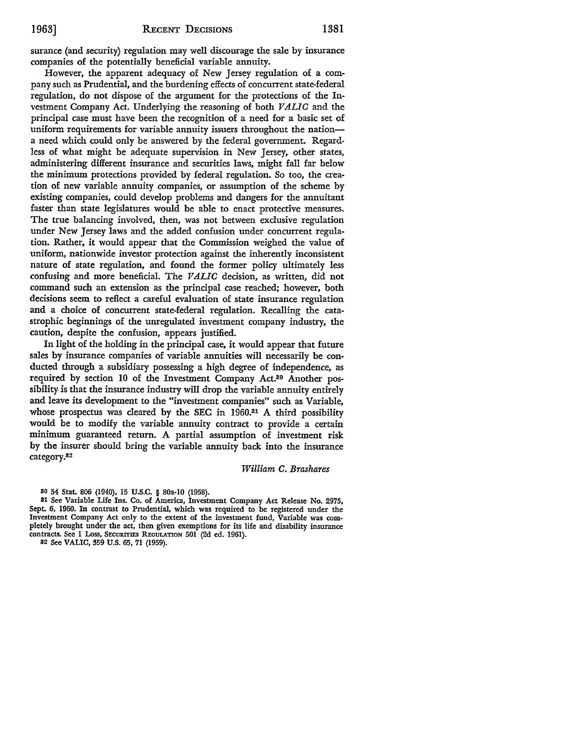surance (and security) regulation may well discourage the sale by insurance companies of the potentially beneficial variable annuity.

However, the apparent adequacy of New Jersey regulation of a company such as Prudential, and the burdening effects of concurrent state-federal regulation, do not dispose of the argument for the protections of the Investment Company Act. Underlying the reasoning of both *VALIC* and the principal case must have been the recognition of a need for a basic set of uniform requirements for variable annuity issuers throughout the nation—a need which could only be answered by the federal government. Regardless of what might be adequate supervision in New Jersey, other states, administering different insurance and securities laws, might fall far below the minimum protections provided by federal regulation. So too, the creation of new variable annuity companies, or assumption of the scheme by existing companies, could develop problems and dangers for the annuitant faster than state legislatures would be able to enact protective measures. The true balancing involved, then, was not between exclusive regulation under New Jersey laws and the added confusion under concurrent regulation. Rather, it would appear that the Commission weighed the value of uniform, nationwide investor protection against the inherently inconsistent nature of state regulation, and found the former policy ultimately less confusing and more beneficial. The *VALIC* decision, as written, did not command such an extension as the principal case reached; however, both decisions seem to reflect a careful evaluation of state insurance regulation and a choice of concurrent state-federal regulation. Recalling the catastrophic beginnings of the unregulated investment company industry, the caution, despite the confusion, appears justified.

In light of the holding in the principal case, it would appear that future sales by insurance companies of variable annuities will necessarily be conducted through a subsidiary possessing a high degree of independence, as required by section 10 of the Investment Company Act.[30] Another possibility is that the insurance industry will drop the variable annuity entirely and leave its development to the "investment companies" such as Variable, whose prospectus was cleared by the SEC in 1960.[31] A third possibility would be to modify the variable annuity contract to provide a certain minimum guaranteed return. A partial assumption of investment risk by the insurer should bring the variable annuity back into the insurance category.[32]

*William C. Brashares*

---

[30] 54 Stat. 806 (1940), 15 U.S.C. § 80a-10 (1958).

[31] See Variable Life Ins. Co. of America, Investment Company Act Release No. 2975, Sept. 6, 1960. In contrast to Prudential, which was required to be registered under the Investment Company Act only to the extent of the investment fund, Variable was completely brought under the act, then given exemptions for its life and disability insurance contracts. See 1 Loss, Securities Regulation 501 (2d ed. 1961).

[32] See VALIC, 359 U.S. 65, 71 (1959).